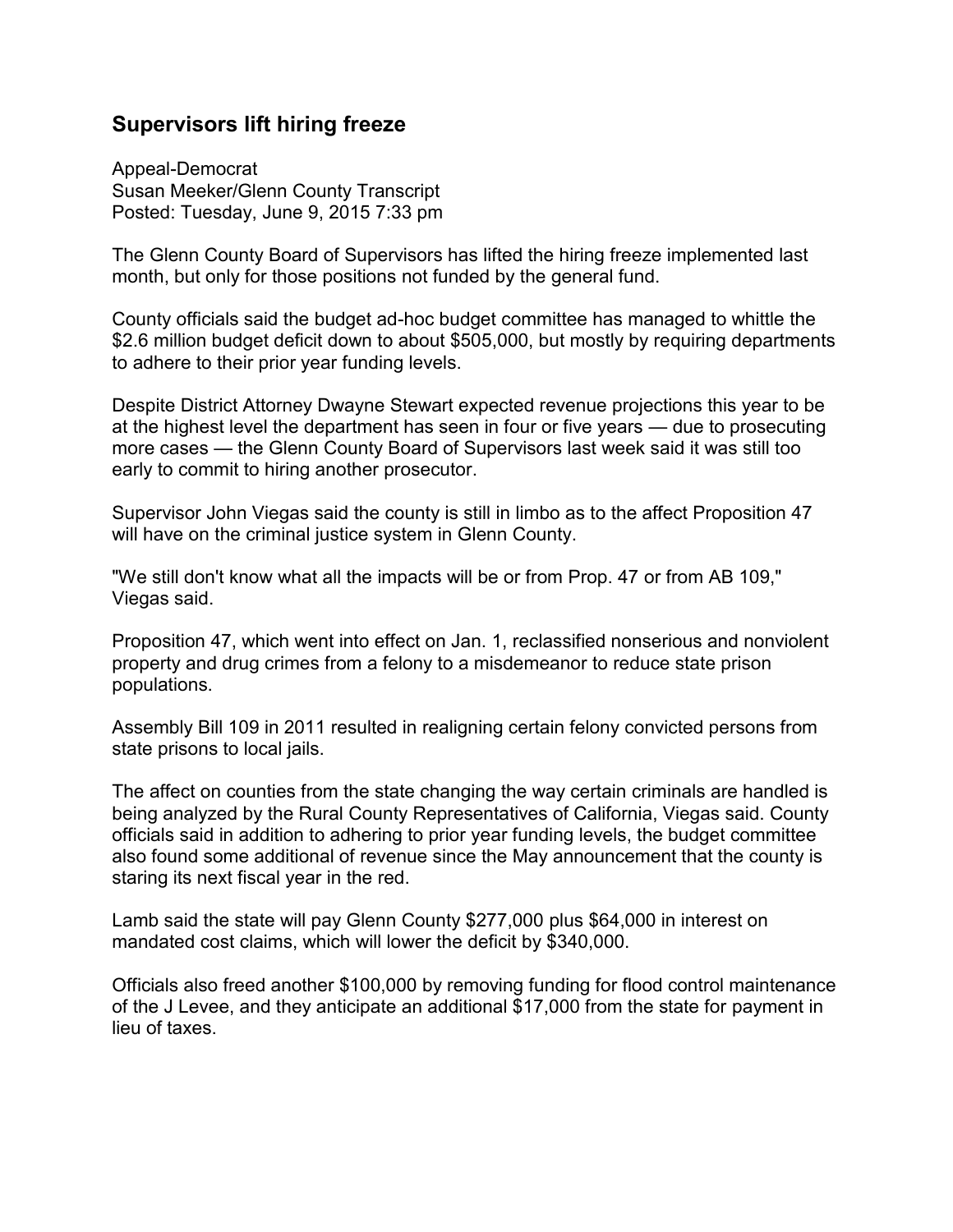# Supervisors lift hiring freeze

Appeal-Democrat
Susan Meeker/Glenn County Transcript
Posted: Tuesday, June 9, 2015 7:33 pm

The Glenn County Board of Supervisors has lifted the hiring freeze implemented last month, but only for those positions not funded by the general fund.

County officials said the budget ad-hoc budget committee has managed to whittle the $2.6 million budget deficit down to about $505,000, but mostly by requiring departments to adhere to their prior year funding levels.

Despite District Attorney Dwayne Stewart expected revenue projections this year to be at the highest level the department has seen in four or five years — due to prosecuting more cases — the Glenn County Board of Supervisors last week said it was still too early to commit to hiring another prosecutor.

Supervisor John Viegas said the county is still in limbo as to the affect Proposition 47 will have on the criminal justice system in Glenn County.

"We still don't know what all the impacts will be or from Prop. 47 or from AB 109," Viegas said.

Proposition 47, which went into effect on Jan. 1, reclassified nonserious and nonviolent property and drug crimes from a felony to a misdemeanor to reduce state prison populations.

Assembly Bill 109 in 2011 resulted in realigning certain felony convicted persons from state prisons to local jails.

The affect on counties from the state changing the way certain criminals are handled is being analyzed by the Rural County Representatives of California, Viegas said. County officials said in addition to adhering to prior year funding levels, the budget committee also found some additional of revenue since the May announcement that the county is staring its next fiscal year in the red.

Lamb said the state will pay Glenn County $277,000 plus $64,000 in interest on mandated cost claims, which will lower the deficit by $340,000.

Officials also freed another $100,000 by removing funding for flood control maintenance of the J Levee, and they anticipate an additional $17,000 from the state for payment in lieu of taxes.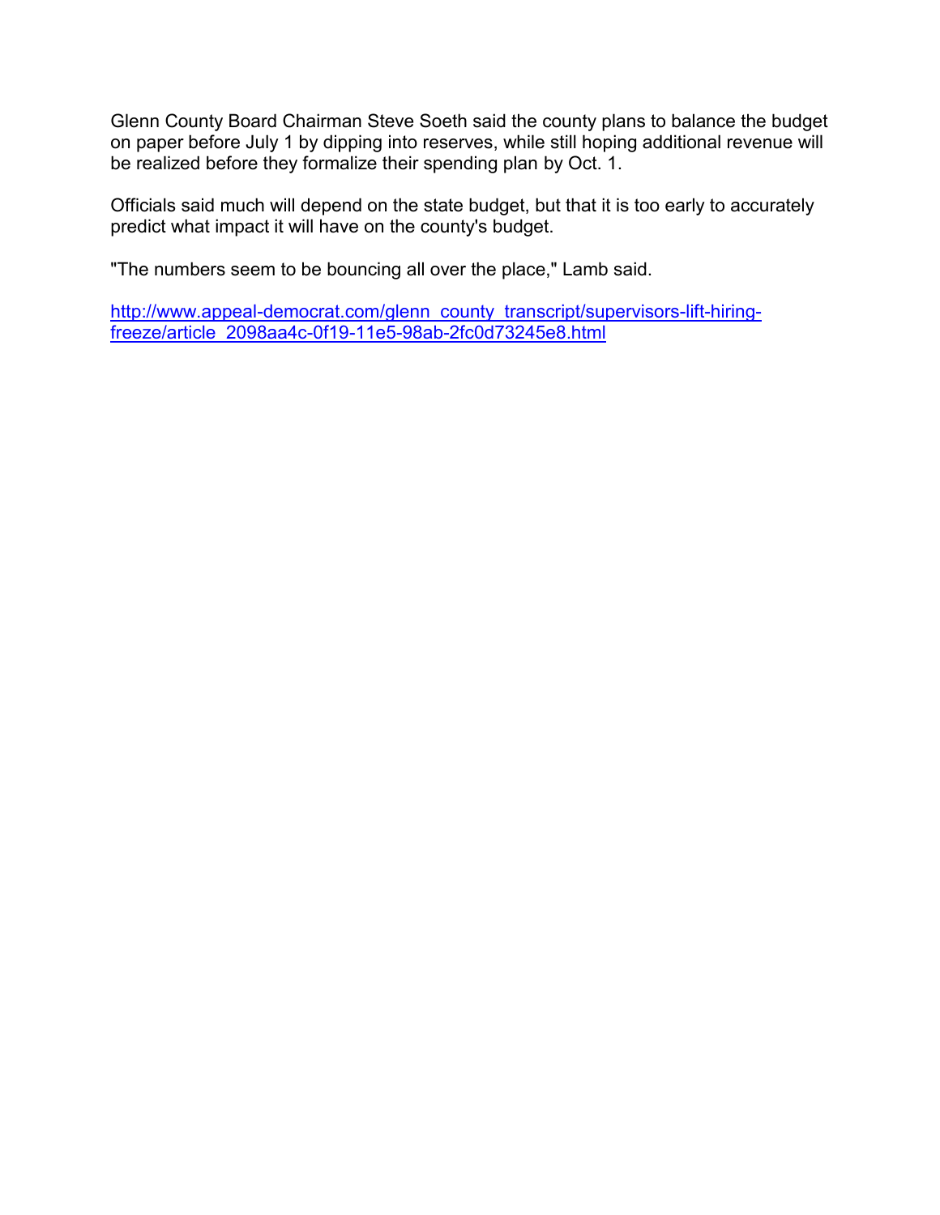Glenn County Board Chairman Steve Soeth said the county plans to balance the budget on paper before July 1 by dipping into reserves, while still hoping additional revenue will be realized before they formalize their spending plan by Oct. 1.

Officials said much will depend on the state budget, but that it is too early to accurately predict what impact it will have on the county's budget.

"The numbers seem to be bouncing all over the place," Lamb said.

http://www.appeal-democrat.com/glenn_county_transcript/supervisors-lift-hiring-freeze/article_2098aa4c-0f19-11e5-98ab-2fc0d73245e8.html